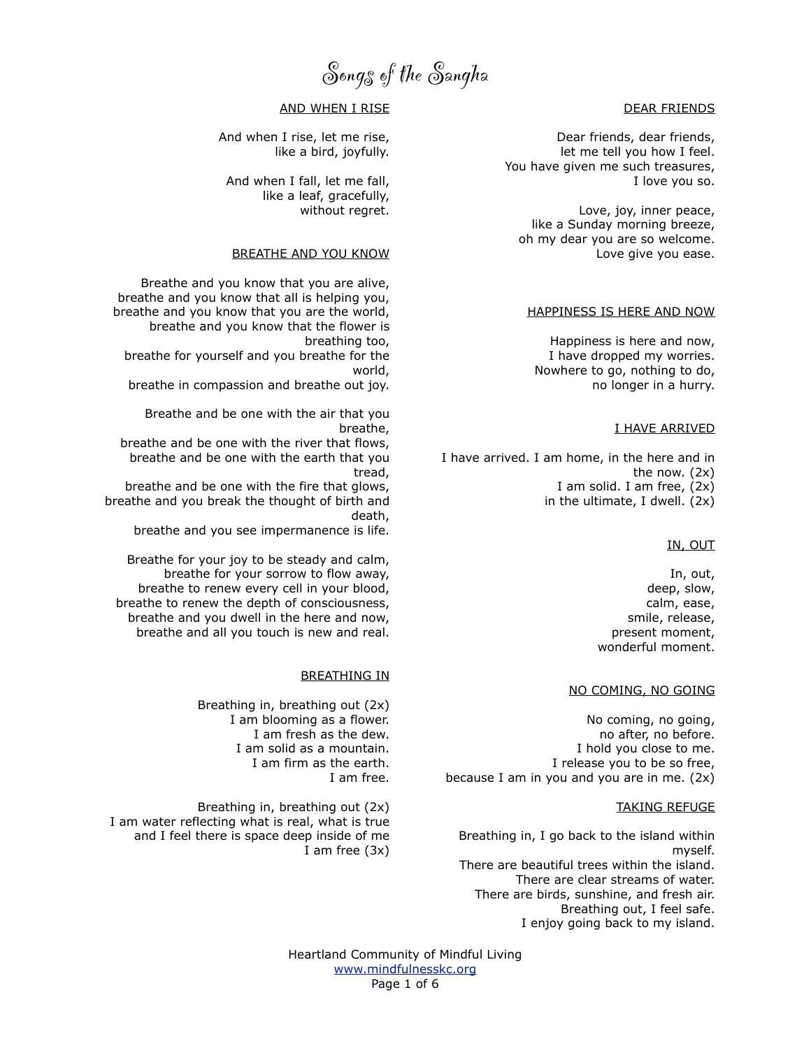# Songs of the Sangha

## AND WHEN I RISE

And when I rise, let me rise,
like a bird, joyfully.

And when I fall, let me fall,
like a leaf, gracefully,
without regret.

## BREATHE AND YOU KNOW

Breathe and you know that you are alive,
breathe and you know that all is helping you,
breathe and you know that you are the world,
breathe and you know that the flower is breathing too,
breathe for yourself and you breathe for the world,
breathe in compassion and breathe out joy.

Breathe and be one with the air that you breathe,
breathe and be one with the river that flows,
breathe and be one with the earth that you tread,
breathe and be one with the fire that glows,
breathe and you break the thought of birth and death,
breathe and you see impermanence is life.

Breathe for your joy to be steady and calm,
breathe for your sorrow to flow away,
breathe to renew every cell in your blood,
breathe to renew the depth of consciousness,
breathe and you dwell in the here and now,
breathe and all you touch is new and real.

## BREATHING IN

Breathing in, breathing out (2x)
I am blooming as a flower.
I am fresh as the dew.
I am solid as a mountain.
I am firm as the earth.
I am free.

Breathing in, breathing out (2x)
I am water reflecting what is real, what is true
and I feel there is space deep inside of me
I am free (3x)

## DEAR FRIENDS

Dear friends, dear friends,
let me tell you how I feel.
You have given me such treasures,
I love you so.

Love, joy, inner peace,
like a Sunday morning breeze,
oh my dear you are so welcome.
Love give you ease.

## HAPPINESS IS HERE AND NOW

Happiness is here and now,
I have dropped my worries.
Nowhere to go, nothing to do,
no longer in a hurry.

## I HAVE ARRIVED

I have arrived. I am home, in the here and in the now. (2x)
I am solid. I am free, (2x)
in the ultimate, I dwell. (2x)

## IN, OUT

In, out,
deep, slow,
calm, ease,
smile, release,
present moment,
wonderful moment.

## NO COMING, NO GOING

No coming, no going,
no after, no before.
I hold you close to me.
I release you to be so free,
because I am in you and you are in me. (2x)

## TAKING REFUGE

Breathing in, I go back to the island within myself.
There are beautiful trees within the island.
There are clear streams of water.
There are birds, sunshine, and fresh air.
Breathing out, I feel safe.
I enjoy going back to my island.

Heartland Community of Mindful Living
www.mindfulnesskc.org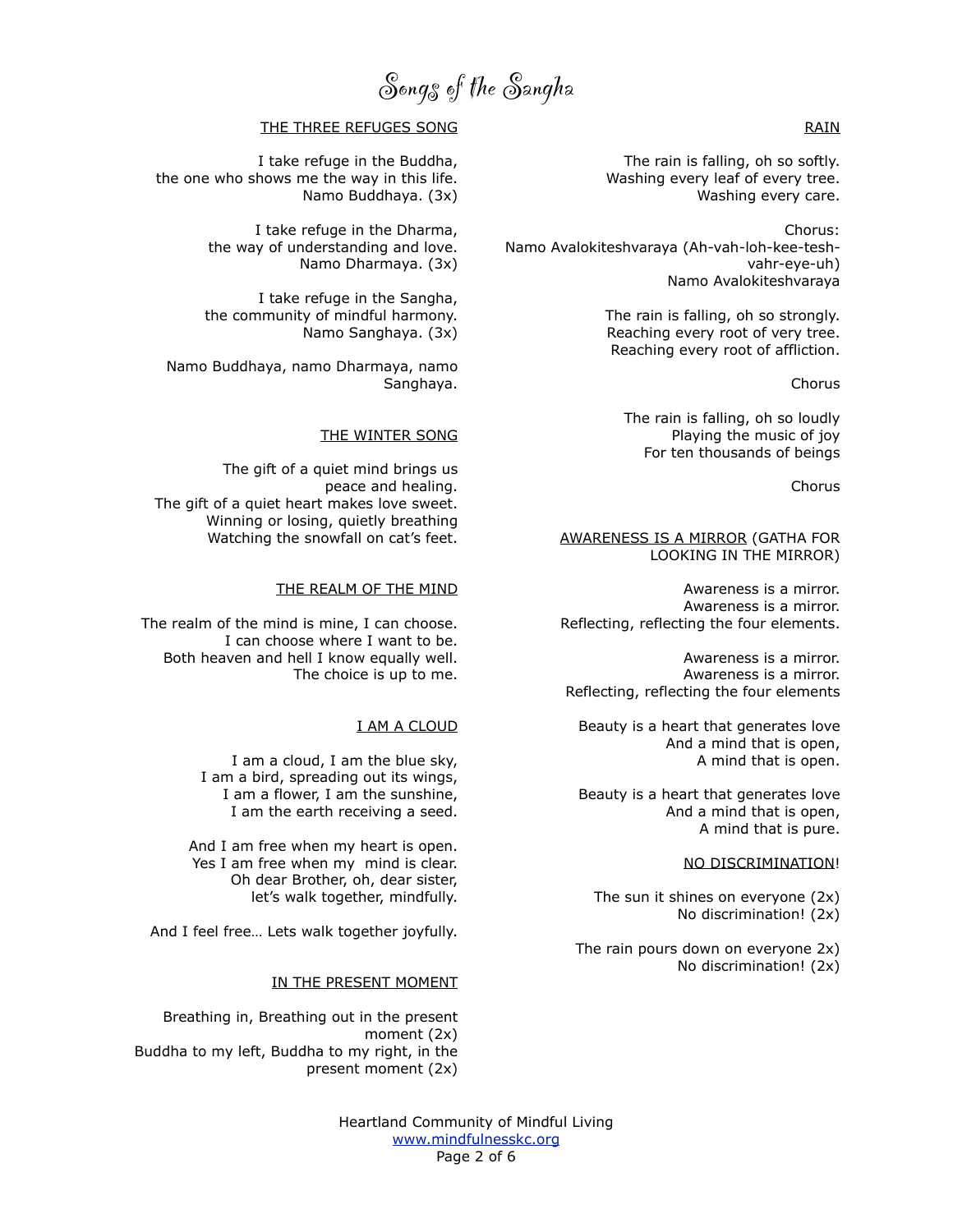# Songs of the Sangha

## THE THREE REFUGES SONG

I take refuge in the Buddha,
the one who shows me the way in this life.
Namo Buddhaya. (3x)

I take refuge in the Dharma,
the way of understanding and love.
Namo Dharmaya. (3x)

I take refuge in the Sangha,
the community of mindful harmony.
Namo Sanghaya. (3x)

Namo Buddhaya, namo Dharmaya, namo Sanghaya.

## THE WINTER SONG

The gift of a quiet mind brings us peace and healing.
The gift of a quiet heart makes love sweet.
Winning or losing, quietly breathing
Watching the snowfall on cat's feet.

## THE REALM OF THE MIND

The realm of the mind is mine, I can choose.
I can choose where I want to be.
Both heaven and hell I know equally well.
The choice is up to me.

## I AM A CLOUD

I am a cloud, I am the blue sky,
I am a bird, spreading out its wings,
I am a flower, I am the sunshine,
I am the earth receiving a seed.

And I am free when my heart is open.
Yes I am free when my  mind is clear.
Oh dear Brother, oh, dear sister,
let's walk together, mindfully.

And I feel free… Lets walk together joyfully.

## IN THE PRESENT MOMENT

Breathing in, Breathing out in the present moment (2x)
Buddha to my left, Buddha to my right, in the present moment (2x)

## RAIN

The rain is falling, oh so softly.
Washing every leaf of every tree.
Washing every care.

Chorus:
Namo Avalokiteshvaraya (Ah-vah-loh-kee-tesh-vahr-eye-uh)
Namo Avalokiteshvaraya

The rain is falling, oh so strongly.
Reaching every root of very tree.
Reaching every root of affliction.

Chorus

The rain is falling, oh so loudly
Playing the music of joy
For ten thousands of beings

Chorus

## AWARENESS IS A MIRROR (GATHA FOR LOOKING IN THE MIRROR)

Awareness is a mirror.
Awareness is a mirror.
Reflecting, reflecting the four elements.

Awareness is a mirror.
Awareness is a mirror.
Reflecting, reflecting the four elements

Beauty is a heart that generates love
And a mind that is open,
A mind that is open.

Beauty is a heart that generates love
And a mind that is open,
A mind that is pure.

## NO DISCRIMINATION!

The sun it shines on everyone (2x)
No discrimination! (2x)

The rain pours down on everyone 2x)
No discrimination! (2x)

Heartland Community of Mindful Living
www.mindfulnesskc.org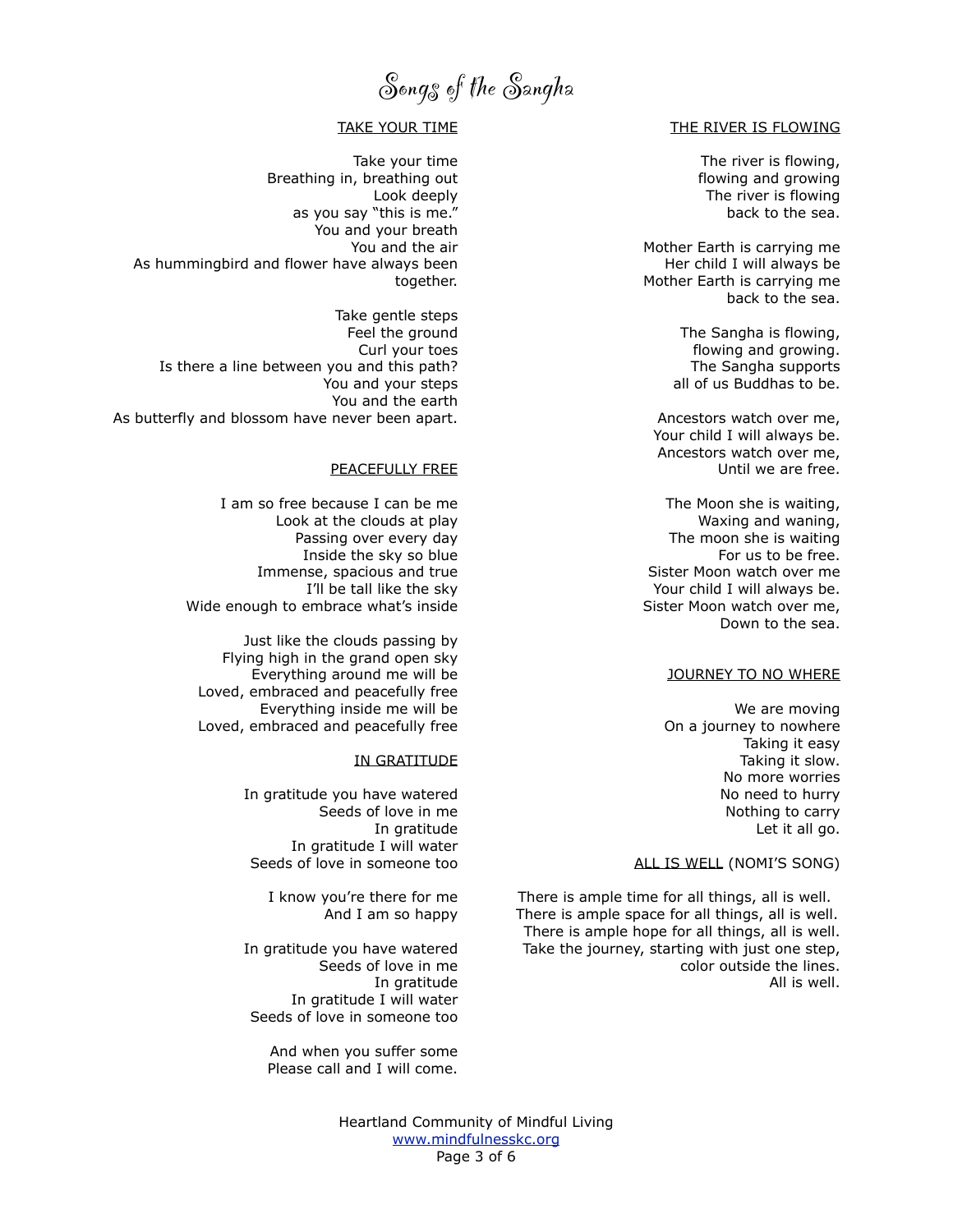# Songs of the Sangha

## TAKE YOUR TIME

Take your time
Breathing in, breathing out
Look deeply
as you say "this is me."
You and your breath
You and the air
As hummingbird and flower have always been together.

Take gentle steps
Feel the ground
Curl your toes
Is there a line between you and this path?
You and your steps
You and the earth
As butterfly and blossom have never been apart.

## PEACEFULLY FREE

I am so free because I can be me
Look at the clouds at play
Passing over every day
Inside the sky so blue
Immense, spacious and true
I'll be tall like the sky
Wide enough to embrace what's inside

Just like the clouds passing by
Flying high in the grand open sky
Everything around me will be
Loved, embraced and peacefully free
Everything inside me will be
Loved, embraced and peacefully free

## IN GRATITUDE

In gratitude you have watered
Seeds of love in me
In gratitude
In gratitude I will water
Seeds of love in someone too

I know you're there for me
And I am so happy

In gratitude you have watered
Seeds of love in me
In gratitude
In gratitude I will water
Seeds of love in someone too

And when you suffer some
Please call and I will come.

## THE RIVER IS FLOWING

The river is flowing,
flowing and growing
The river is flowing
back to the sea.

Mother Earth is carrying me
Her child I will always be
Mother Earth is carrying me
back to the sea.

The Sangha is flowing,
flowing and growing.
The Sangha supports
all of us Buddhas to be.

Ancestors watch over me,
Your child I will always be.
Ancestors watch over me,
Until we are free.

The Moon she is waiting,
Waxing and waning,
The moon she is waiting
For us to be free.
Sister Moon watch over me
Your child I will always be.
Sister Moon watch over me,
Down to the sea.

## JOURNEY TO NO WHERE

We are moving
On a journey to nowhere
Taking it easy
Taking it slow.
No more worries
No need to hurry
Nothing to carry
Let it all go.

## ALL IS WELL (NOMI'S SONG)

There is ample time for all things, all is well.
There is ample space for all things, all is well.
There is ample hope for all things, all is well.
Take the journey, starting with just one step,
color outside the lines.
All is well.

Heartland Community of Mindful Living
www.mindfulnesskc.org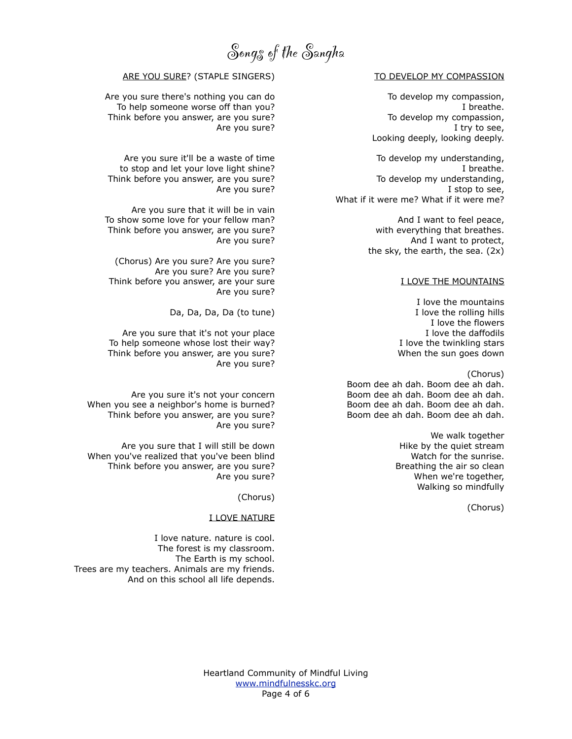# Songs of the Sangha

## ARE YOU SURE? (STAPLE SINGERS)

Are you sure there's nothing you can do
To help someone worse off than you?
Think before you answer, are you sure?
Are you sure?

Are you sure it'll be a waste of time
to stop and let your love light shine?
Think before you answer, are you sure?
Are you sure?

Are you sure that it will be in vain
To show some love for your fellow man?
Think before you answer, are you sure?
Are you sure?

(Chorus) Are you sure? Are you sure?
Are you sure? Are you sure?
Think before you answer, are your sure
Are you sure?

Da, Da, Da, Da (to tune)

Are you sure that it's not your place
To help someone whose lost their way?
Think before you answer, are you sure?
Are you sure?

Are you sure it's not your concern
When you see a neighbor's home is burned?
Think before you answer, are you sure?
Are you sure?

Are you sure that I will still be down
When you've realized that you've been blind
Think before you answer, are you sure?
Are you sure?

(Chorus)

## I LOVE NATURE

I love nature. nature is cool.
The forest is my classroom.
The Earth is my school.
Trees are my teachers. Animals are my friends.
And on this school all life depends.

## TO DEVELOP MY COMPASSION

To develop my compassion,
I breathe.
To develop my compassion,
I try to see,
Looking deeply, looking deeply.

To develop my understanding,
I breathe.
To develop my understanding,
I stop to see,
What if it were me? What if it were me?

And I want to feel peace,
with everything that breathes.
And I want to protect,
the sky, the earth, the sea. (2x)

## I LOVE THE MOUNTAINS

I love the mountains
I love the rolling hills
I love the flowers
I love the daffodils
I love the twinkling stars
When the sun goes down

(Chorus)
Boom dee ah dah. Boom dee ah dah.
Boom dee ah dah. Boom dee ah dah.
Boom dee ah dah. Boom dee ah dah.
Boom dee ah dah. Boom dee ah dah.

We walk together
Hike by the quiet stream
Watch for the sunrise.
Breathing the air so clean
When we're together,
Walking so mindfully

(Chorus)

Heartland Community of Mindful Living
www.mindfulnesskc.org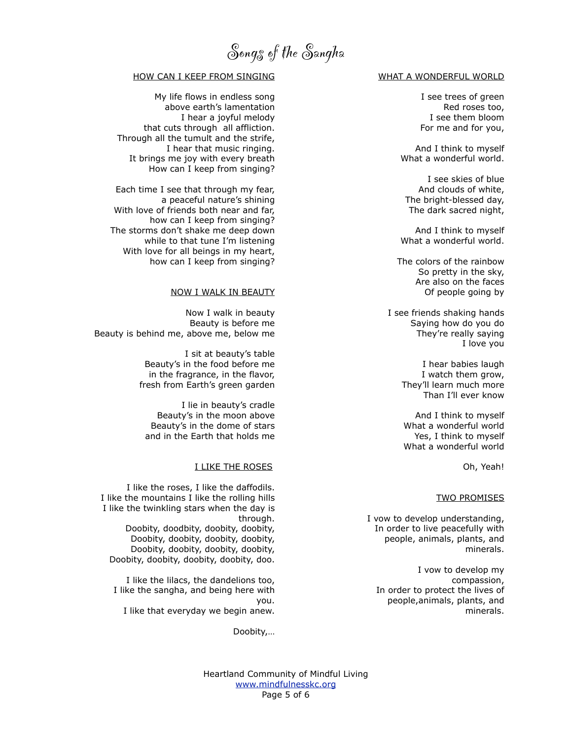## HOW CAN I KEEP FROM SINGING

My life flows in endless song  
above earth's lamentation  
I hear a joyful melody  
that cuts through all affliction.  
Through all the tumult and the strife,  
I hear that music ringing.  
It brings me joy with every breath  
How can I keep from singing?

Each time I see that through my fear,  
a peaceful nature's shining  
With love of friends both near and far,  
how can I keep from singing?  
The storms don't shake me deep down  
while to that tune I'm listening  
With love for all beings in my heart,  
how can I keep from singing?

## NOW I WALK IN BEAUTY

Now I walk in beauty  
Beauty is before me  
Beauty is behind me, above me, below me

I sit at beauty's table  
Beauty's in the food before me  
in the fragrance, in the flavor,  
fresh from Earth's green garden

I lie in beauty's cradle  
Beauty's in the moon above  
Beauty's in the dome of stars  
and in the Earth that holds me

## I LIKE THE ROSES

I like the roses, I like the daffodils.  
I like the mountains I like the rolling hills  
I like the twinkling stars when the day is through.  
Doobity, doodbity, doobity, doobity,  
Doobity, doobity, doobity, doobity,  
Doobity, doobity, doobity, doobity,  
Doobity, doobity, doobity, doobity, doo.

I like the lilacs, the dandelions too,  
I like the sangha, and being here with you.  
I like that everyday we begin anew.

Doobity,…

## WHAT A WONDERFUL WORLD

I see trees of green  
Red roses too,  
I see them bloom  
For me and for you,

And I think to myself  
What a wonderful world.

I see skies of blue  
And clouds of white,  
The bright-blessed day,  
The dark sacred night,

And I think to myself  
What a wonderful world.

The colors of the rainbow  
So pretty in the sky,  
Are also on the faces  
Of people going by

I see friends shaking hands  
Saying how do you do  
They're really saying  
I love you

I hear babies laugh  
I watch them grow,  
They'll learn much more  
Than I'll ever know

And I think to myself  
What a wonderful world  
Yes, I think to myself  
What a wonderful world

Oh, Yeah!

## TWO PROMISES

I vow to develop understanding,  
In order to live peacefully with people, animals, plants, and minerals.

I vow to develop my compassion,  
In order to protect the lives of people,animals, plants, and minerals.

Heartland Community of Mindful Living  
www.mindfulnesskc.org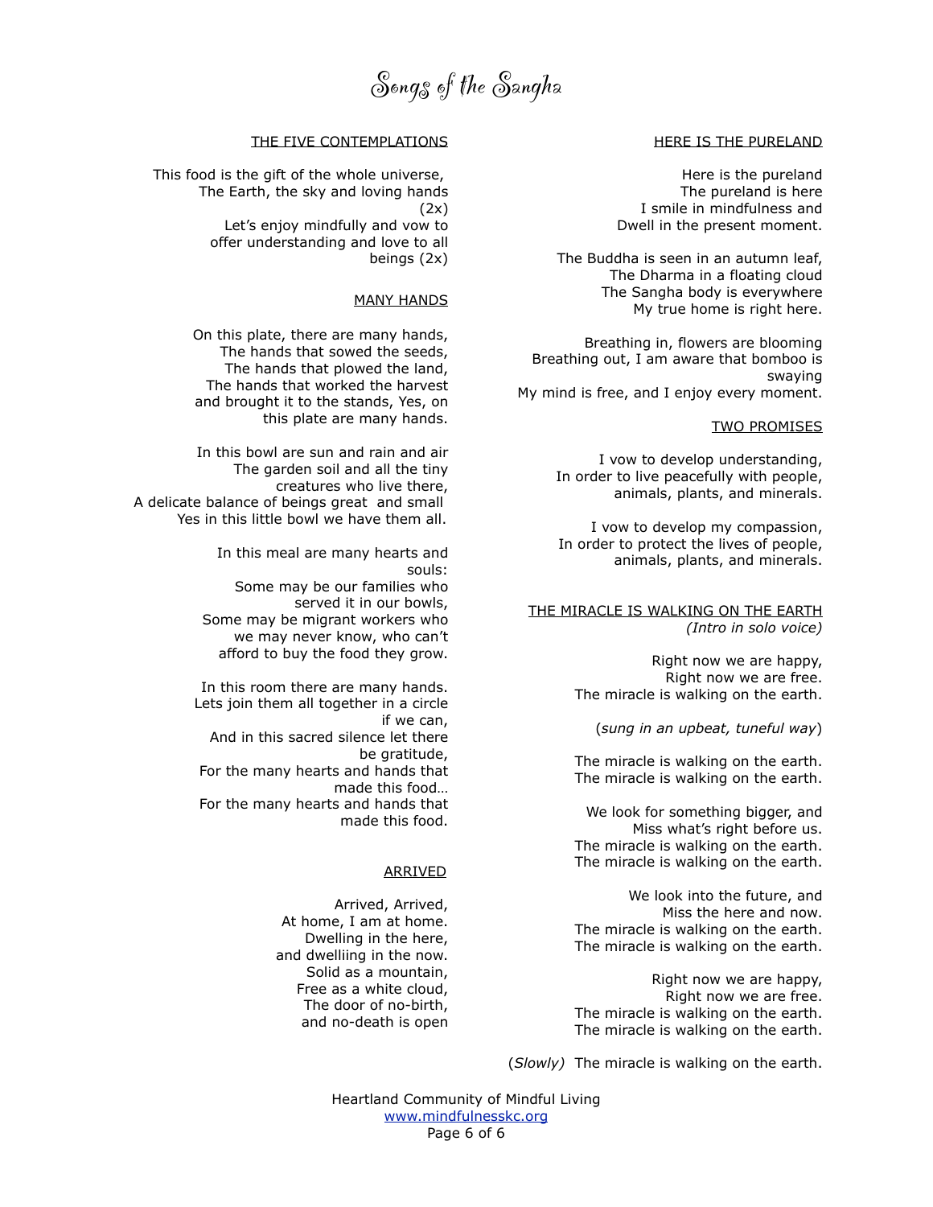## THE FIVE CONTEMPLATIONS

This food is the gift of the whole universe,
The Earth, the sky and loving hands (2x)
Let's enjoy mindfully and vow to offer understanding and love to all beings (2x)

## MANY HANDS

On this plate, there are many hands,
The hands that sowed the seeds,
The hands that plowed the land,
The hands that worked the harvest and brought it to the stands, Yes, on this plate are many hands.

In this bowl are sun and rain and air
The garden soil and all the tiny creatures who live there,
A delicate balance of beings great and small
Yes in this little bowl we have them all.

In this meal are many hearts and souls:
Some may be our families who served it in our bowls,
Some may be migrant workers who we may never know, who can't afford to buy the food they grow.

In this room there are many hands.
Lets join them all together in a circle if we can,
And in this sacred silence let there be gratitude,
For the many hearts and hands that made this food…
For the many hearts and hands that made this food.

## ARRIVED

Arrived, Arrived,
At home, I am at home.
Dwelling in the here,
and dwelliing in the now.
Solid as a mountain,
Free as a white cloud,
The door of no-birth,
and no-death is open

## HERE IS THE PURELAND

Here is the pureland
The pureland is here
I smile in mindfulness and
Dwell in the present moment.

The Buddha is seen in an autumn leaf,
The Dharma in a floating cloud
The Sangha body is everywhere
My true home is right here.

Breathing in, flowers are blooming
Breathing out, I am aware that bomboo is swaying
My mind is free, and I enjoy every moment.

## TWO PROMISES

I vow to develop understanding,
In order to live peacefully with people, animals, plants, and minerals.

I vow to develop my compassion,
In order to protect the lives of people, animals, plants, and minerals.

## THE MIRACLE IS WALKING ON THE EARTH

*(Intro in solo voice)*

Right now we are happy,
Right now we are free.
The miracle is walking on the earth.

(*sung in an upbeat, tuneful way*)

The miracle is walking on the earth.
The miracle is walking on the earth.

We look for something bigger, and
Miss what's right before us.
The miracle is walking on the earth.
The miracle is walking on the earth.

We look into the future, and
Miss the here and now.
The miracle is walking on the earth.
The miracle is walking on the earth.

Right now we are happy,
Right now we are free.
The miracle is walking on the earth.
The miracle is walking on the earth.

(*Slowly*) The miracle is walking on the earth.

Heartland Community of Mindful Living
www.mindfulnesskc.org